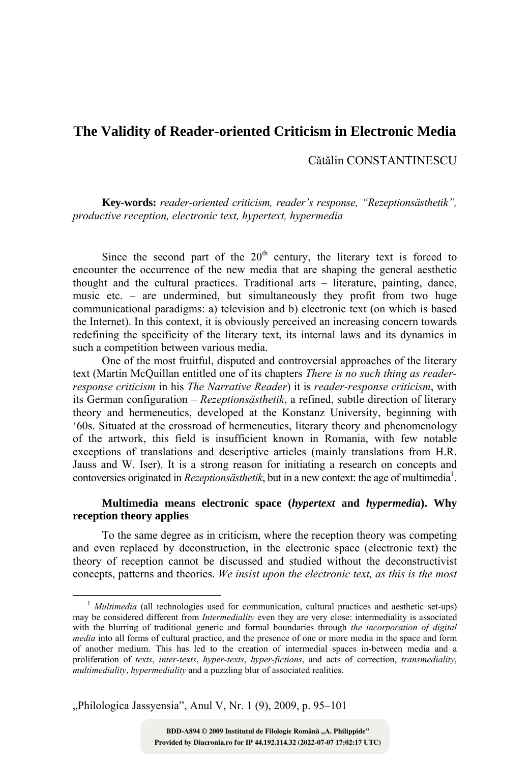# The Validity of Reader-oriented Criticism in Electronic Media

Cătălin CONSTANTINESCU

**Key-words:** *reader-oriented criticism, reader's response, "Rezeptionsästhetik", productive reception, electronic text, hypertext, hypermedia*

Since the second part of the 20th century, the literary text is forced to encounter the occurrence of the new media that are shaping the general aesthetic thought and the cultural practices. Traditional arts – literature, painting, dance, music etc. – are undermined, but simultaneously they profit from two huge communicational paradigms: a) television and b) electronic text (on which is based the Internet). In this context, it is obviously perceived an increasing concern towards redefining the specificity of the literary text, its internal laws and its dynamics in such a competition between various media.

One of the most fruitful, disputed and controversial approaches of the literary text (Martin McQuillan entitled one of its chapters *There is no such thing as reader-response criticism* in his *The Narrative Reader*) it is *reader-response criticism*, with its German configuration – *Rezeptionsästhetik*, a refined, subtle direction of literary theory and hermeneutics, developed at the Konstanz University, beginning with '60s. Situated at the crossroad of hermeneutics, literary theory and phenomenology of the artwork, this field is insufficient known in Romania, with few notable exceptions of translations and descriptive articles (mainly translations from H.R. Jauss and W. Iser). It is a strong reason for initiating a research on concepts and contoversies originated in *Rezeptionsästhetik*, but in a new context: the age of multimedia[1].

### Multimedia means electronic space (*hypertext* and *hypermedia*). Why reception theory applies

To the same degree as in criticism, where the reception theory was competing and even replaced by deconstruction, in the electronic space (electronic text) the theory of reception cannot be discussed and studied without the deconstructivist concepts, patterns and theories. *We insist upon the electronic text, as this is the most*

---

[1] *Multimedia* (all technologies used for communication, cultural practices and aesthetic set-ups) may be considered different from *Intermediality* even they are very close: intermediality is associated with the blurring of traditional generic and formal boundaries through *the incorporation of digital media* into all forms of cultural practice, and the presence of one or more media in the space and form of another medium. This has led to the creation of intermedial spaces in-between media and a proliferation of *texts*, *inter-texts*, *hyper-texts*, *hyper-fictions*, and acts of correction, *transmediality*, *multimediality*, *hypermediality* and a puzzling blur of associated realities.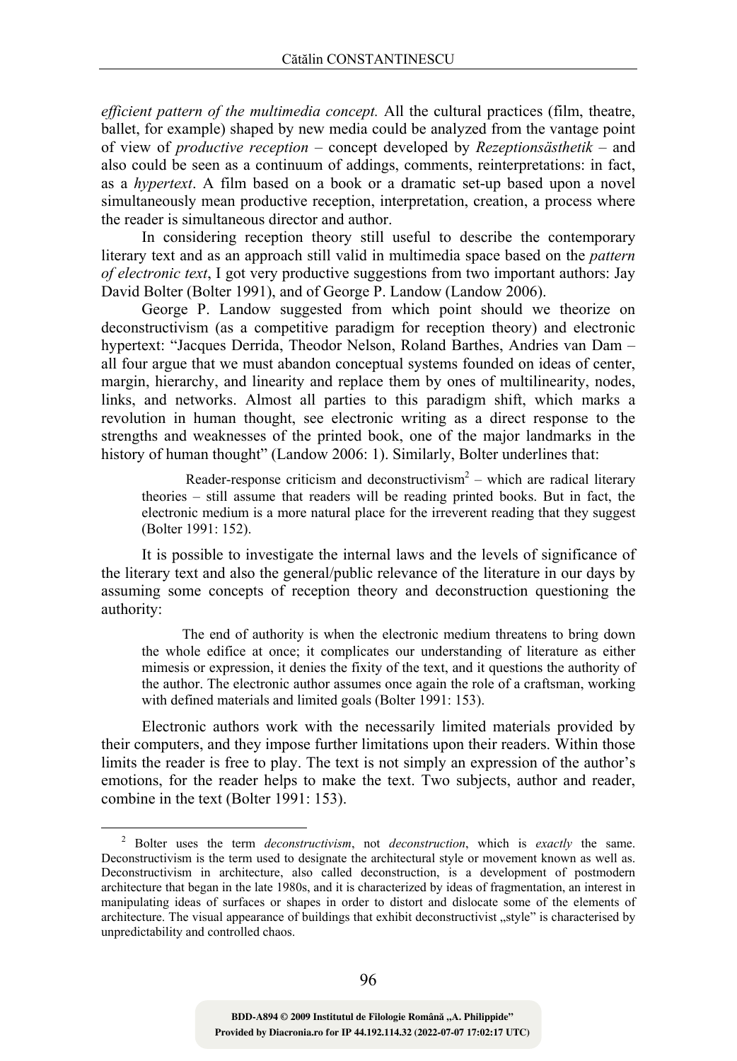*efficient pattern of the multimedia concept.* All the cultural practices (film, theatre, ballet, for example) shaped by new media could be analyzed from the vantage point of view of *productive reception* – concept developed by *Rezeptionsästhetik* – and also could be seen as a continuum of addings, comments, reinterpretations: in fact, as a *hypertext*. A film based on a book or a dramatic set-up based upon a novel simultaneously mean productive reception, interpretation, creation, a process where the reader is simultaneous director and author.

In considering reception theory still useful to describe the contemporary literary text and as an approach still valid in multimedia space based on the *pattern of electronic text*, I got very productive suggestions from two important authors: Jay David Bolter (Bolter 1991), and of George P. Landow (Landow 2006).

George P. Landow suggested from which point should we theorize on deconstructivism (as a competitive paradigm for reception theory) and electronic hypertext: "Jacques Derrida, Theodor Nelson, Roland Barthes, Andries van Dam – all four argue that we must abandon conceptual systems founded on ideas of center, margin, hierarchy, and linearity and replace them by ones of multilinearity, nodes, links, and networks. Almost all parties to this paradigm shift, which marks a revolution in human thought, see electronic writing as a direct response to the strengths and weaknesses of the printed book, one of the major landmarks in the history of human thought" (Landow 2006: 1). Similarly, Bolter underlines that:

> Reader-response criticism and deconstructivism[2] – which are radical literary theories – still assume that readers will be reading printed books. But in fact, the electronic medium is a more natural place for the irreverent reading that they suggest (Bolter 1991: 152).

It is possible to investigate the internal laws and the levels of significance of the literary text and also the general/public relevance of the literature in our days by assuming some concepts of reception theory and deconstruction questioning the authority:

> The end of authority is when the electronic medium threatens to bring down the whole edifice at once; it complicates our understanding of literature as either mimesis or expression, it denies the fixity of the text, and it questions the authority of the author. The electronic author assumes once again the role of a craftsman, working with defined materials and limited goals (Bolter 1991: 153).

Electronic authors work with the necessarily limited materials provided by their computers, and they impose further limitations upon their readers. Within those limits the reader is free to play. The text is not simply an expression of the author's emotions, for the reader helps to make the text. Two subjects, author and reader, combine in the text (Bolter 1991: 153).

---

[2] Bolter uses the term *deconstructivism*, not *deconstruction*, which is *exactly* the same. Deconstructivism is the term used to designate the architectural style or movement known as well as. Deconstructivism in architecture, also called deconstruction, is a development of postmodern architecture that began in the late 1980s, and it is characterized by ideas of fragmentation, an interest in manipulating ideas of surfaces or shapes in order to distort and dislocate some of the elements of architecture. The visual appearance of buildings that exhibit deconstructivist „style" is characterised by unpredictability and controlled chaos.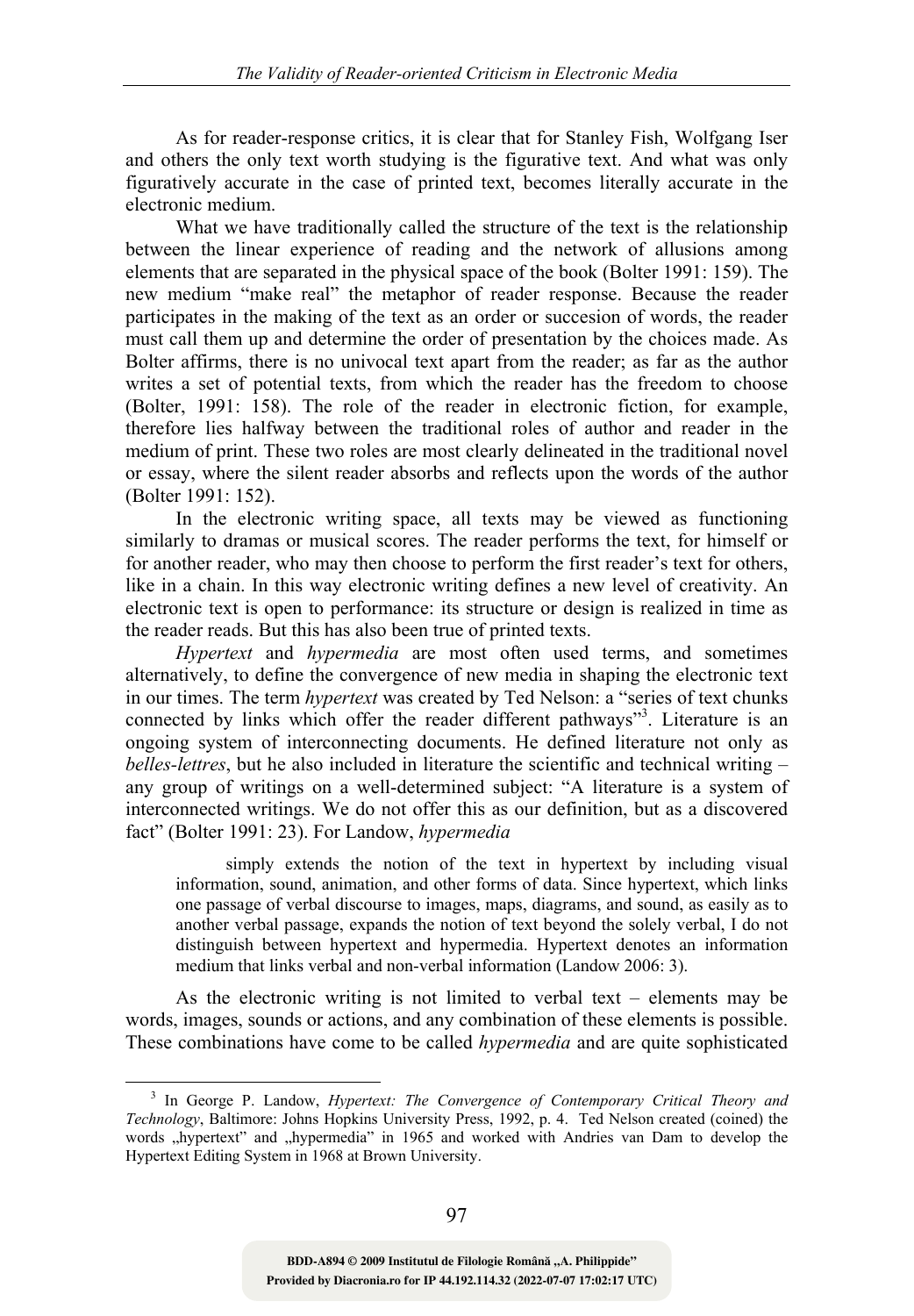As for reader-response critics, it is clear that for Stanley Fish, Wolfgang Iser and others the only text worth studying is the figurative text. And what was only figuratively accurate in the case of printed text, becomes literally accurate in the electronic medium.

What we have traditionally called the structure of the text is the relationship between the linear experience of reading and the network of allusions among elements that are separated in the physical space of the book (Bolter 1991: 159). The new medium "make real" the metaphor of reader response. Because the reader participates in the making of the text as an order or succesion of words, the reader must call them up and determine the order of presentation by the choices made. As Bolter affirms, there is no univocal text apart from the reader; as far as the author writes a set of potential texts, from which the reader has the freedom to choose (Bolter, 1991: 158). The role of the reader in electronic fiction, for example, therefore lies halfway between the traditional roles of author and reader in the medium of print. These two roles are most clearly delineated in the traditional novel or essay, where the silent reader absorbs and reflects upon the words of the author (Bolter 1991: 152).

In the electronic writing space, all texts may be viewed as functioning similarly to dramas or musical scores. The reader performs the text, for himself or for another reader, who may then choose to perform the first reader's text for others, like in a chain. In this way electronic writing defines a new level of creativity. An electronic text is open to performance: its structure or design is realized in time as the reader reads. But this has also been true of printed texts.

*Hypertext* and *hypermedia* are most often used terms, and sometimes alternatively, to define the convergence of new media in shaping the electronic text in our times. The term *hypertext* was created by Ted Nelson: a "series of text chunks connected by links which offer the reader different pathways"[3]. Literature is an ongoing system of interconnecting documents. He defined literature not only as *belles-lettres*, but he also included in literature the scientific and technical writing – any group of writings on a well-determined subject: "A literature is a system of interconnected writings. We do not offer this as our definition, but as a discovered fact" (Bolter 1991: 23). For Landow, *hypermedia*

> simply extends the notion of the text in hypertext by including visual information, sound, animation, and other forms of data. Since hypertext, which links one passage of verbal discourse to images, maps, diagrams, and sound, as easily as to another verbal passage, expands the notion of text beyond the solely verbal, I do not distinguish between hypertext and hypermedia. Hypertext denotes an information medium that links verbal and non-verbal information (Landow 2006: 3).

As the electronic writing is not limited to verbal text – elements may be words, images, sounds or actions, and any combination of these elements is possible. These combinations have come to be called *hypermedia* and are quite sophisticated

[3] In George P. Landow, *Hypertext: The Convergence of Contemporary Critical Theory and Technology*, Baltimore: Johns Hopkins University Press, 1992, p. 4. Ted Nelson created (coined) the words „hypertext" and „hypermedia" in 1965 and worked with Andries van Dam to develop the Hypertext Editing System in 1968 at Brown University.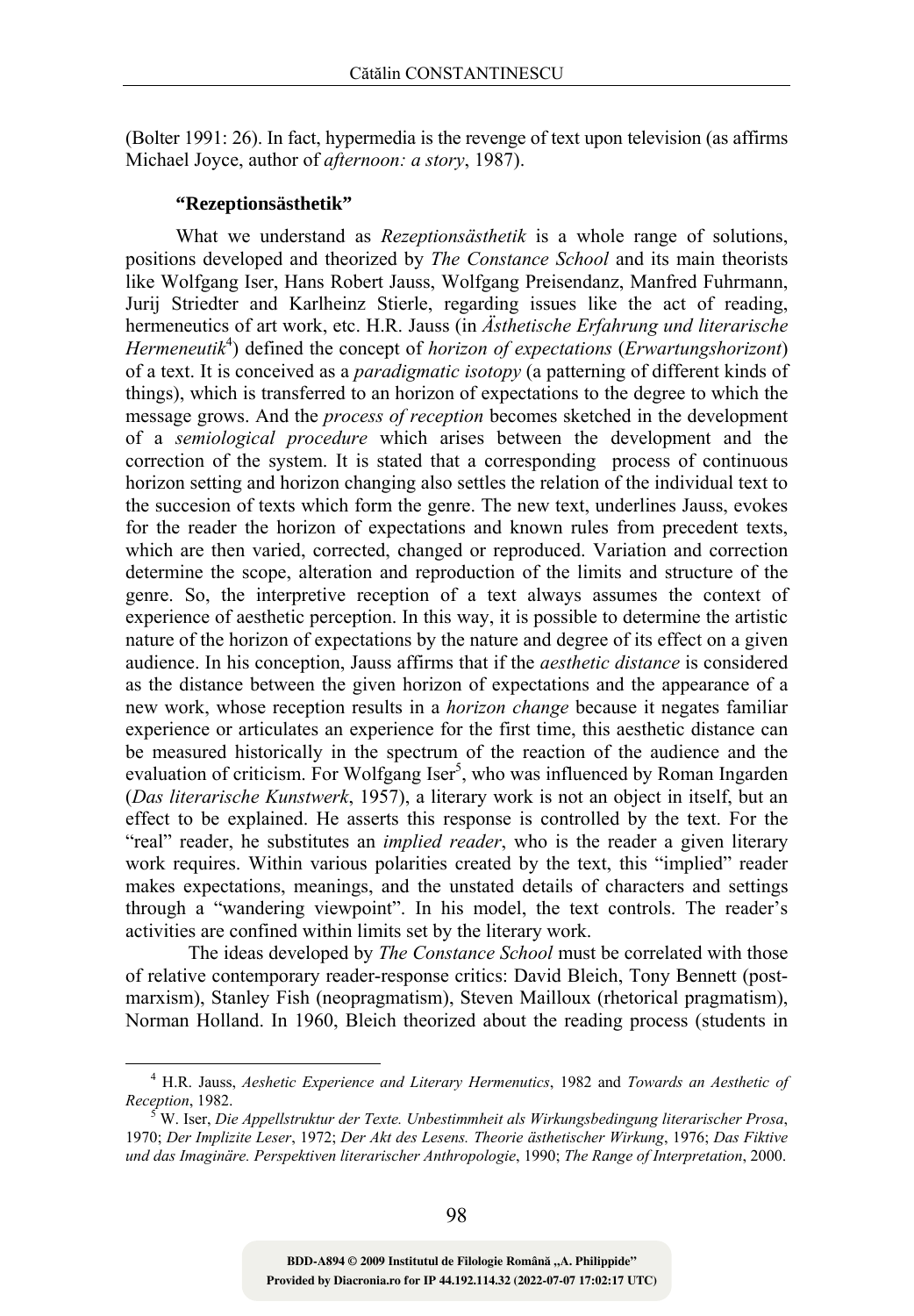(Bolter 1991: 26). In fact, hypermedia is the revenge of text upon television (as affirms Michael Joyce, author of *afternoon: a story*, 1987).

### **"Rezeptionsästhetik"**

What we understand as *Rezeptionsästhetik* is a whole range of solutions, positions developed and theorized by *The Constance School* and its main theorists like Wolfgang Iser, Hans Robert Jauss, Wolfgang Preisendanz, Manfred Fuhrmann, Jurij Striedter and Karlheinz Stierle, regarding issues like the act of reading, hermeneutics of art work, etc. H.R. Jauss (in *Ästhetische Erfahrung und literarische Hermeneutik*[4]) defined the concept of *horizon of expectations* (*Erwartungshorizont*) of a text. It is conceived as a *paradigmatic isotopy* (a patterning of different kinds of things), which is transferred to an horizon of expectations to the degree to which the message grows. And the *process of reception* becomes sketched in the development of a *semiological procedure* which arises between the development and the correction of the system. It is stated that a corresponding process of continuous horizon setting and horizon changing also settles the relation of the individual text to the succesion of texts which form the genre. The new text, underlines Jauss, evokes for the reader the horizon of expectations and known rules from precedent texts, which are then varied, corrected, changed or reproduced. Variation and correction determine the scope, alteration and reproduction of the limits and structure of the genre. So, the interpretive reception of a text always assumes the context of experience of aesthetic perception. In this way, it is possible to determine the artistic nature of the horizon of expectations by the nature and degree of its effect on a given audience. In his conception, Jauss affirms that if the *aesthetic distance* is considered as the distance between the given horizon of expectations and the appearance of a new work, whose reception results in a *horizon change* because it negates familiar experience or articulates an experience for the first time, this aesthetic distance can be measured historically in the spectrum of the reaction of the audience and the evaluation of criticism. For Wolfgang Iser[5], who was influenced by Roman Ingarden (*Das literarische Kunstwerk*, 1957), a literary work is not an object in itself, but an effect to be explained. He asserts this response is controlled by the text. For the "real" reader, he substitutes an *implied reader*, who is the reader a given literary work requires. Within various polarities created by the text, this "implied" reader makes expectations, meanings, and the unstated details of characters and settings through a "wandering viewpoint". In his model, the text controls. The reader's activities are confined within limits set by the literary work.

The ideas developed by *The Constance School* must be correlated with those of relative contemporary reader-response critics: David Bleich, Tony Bennett (post-marxism), Stanley Fish (neopragmatism), Steven Mailloux (rhetorical pragmatism), Norman Holland. In 1960, Bleich theorized about the reading process (students in

---

[4] H.R. Jauss, *Aeshetic Experience and Literary Hermenutics*, 1982 and *Towards an Aesthetic of Reception*, 1982.

[5] W. Iser, *Die Appellstruktur der Texte. Unbestimmheit als Wirkungsbedingung literarischer Prosa*, 1970; *Der Implizite Leser*, 1972; *Der Akt des Lesens. Theorie ästhetischer Wirkung*, 1976; *Das Fiktive und das Imaginäre. Perspektiven literarischer Anthropologie*, 1990; *The Range of Interpretation*, 2000.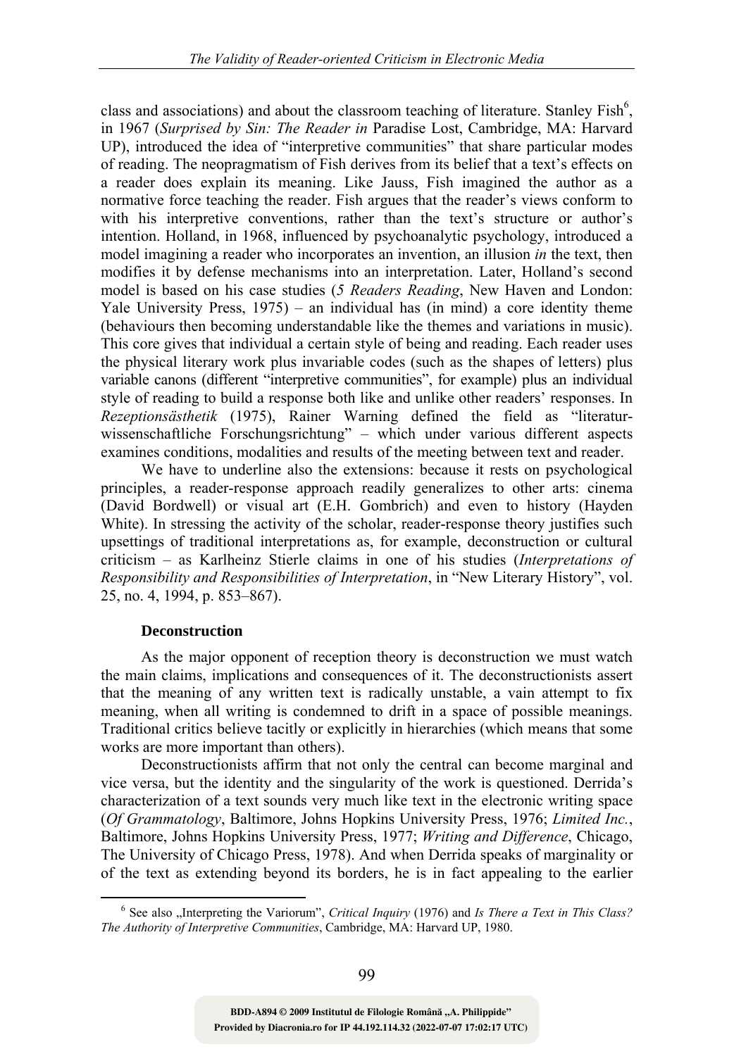class and associations) and about the classroom teaching of literature. Stanley Fish[6], in 1967 (*Surprised by Sin: The Reader in* Paradise Lost, Cambridge, MA: Harvard UP), introduced the idea of "interpretive communities" that share particular modes of reading. The neopragmatism of Fish derives from its belief that a text's effects on a reader does explain its meaning. Like Jauss, Fish imagined the author as a normative force teaching the reader. Fish argues that the reader's views conform to with his interpretive conventions, rather than the text's structure or author's intention. Holland, in 1968, influenced by psychoanalytic psychology, introduced a model imagining a reader who incorporates an invention, an illusion *in* the text, then modifies it by defense mechanisms into an interpretation. Later, Holland's second model is based on his case studies (*5 Readers Reading*, New Haven and London: Yale University Press, 1975) – an individual has (in mind) a core identity theme (behaviours then becoming understandable like the themes and variations in music). This core gives that individual a certain style of being and reading. Each reader uses the physical literary work plus invariable codes (such as the shapes of letters) plus variable canons (different "interpretive communities", for example) plus an individual style of reading to build a response both like and unlike other readers' responses. In *Rezeptionsästhetik* (1975), Rainer Warning defined the field as "literaturwissenschaftliche Forschungsrichtung" – which under various different aspects examines conditions, modalities and results of the meeting between text and reader.

We have to underline also the extensions: because it rests on psychological principles, a reader-response approach readily generalizes to other arts: cinema (David Bordwell) or visual art (E.H. Gombrich) and even to history (Hayden White). In stressing the activity of the scholar, reader-response theory justifies such upsettings of traditional interpretations as, for example, deconstruction or cultural criticism – as Karlheinz Stierle claims in one of his studies (*Interpretations of Responsibility and Responsibilities of Interpretation*, in "New Literary History", vol. 25, no. 4, 1994, p. 853–867).

### Deconstruction

As the major opponent of reception theory is deconstruction we must watch the main claims, implications and consequences of it. The deconstructionists assert that the meaning of any written text is radically unstable, a vain attempt to fix meaning, when all writing is condemned to drift in a space of possible meanings. Traditional critics believe tacitly or explicitly in hierarchies (which means that some works are more important than others).

Deconstructionists affirm that not only the central can become marginal and vice versa, but the identity and the singularity of the work is questioned. Derrida's characterization of a text sounds very much like text in the electronic writing space (*Of Grammatology*, Baltimore, Johns Hopkins University Press, 1976; *Limited Inc.*, Baltimore, Johns Hopkins University Press, 1977; *Writing and Difference*, Chicago, The University of Chicago Press, 1978). And when Derrida speaks of marginality or of the text as extending beyond its borders, he is in fact appealing to the earlier

[6] See also „Interpreting the Variorum", *Critical Inquiry* (1976) and *Is There a Text in This Class? The Authority of Interpretive Communities*, Cambridge, MA: Harvard UP, 1980.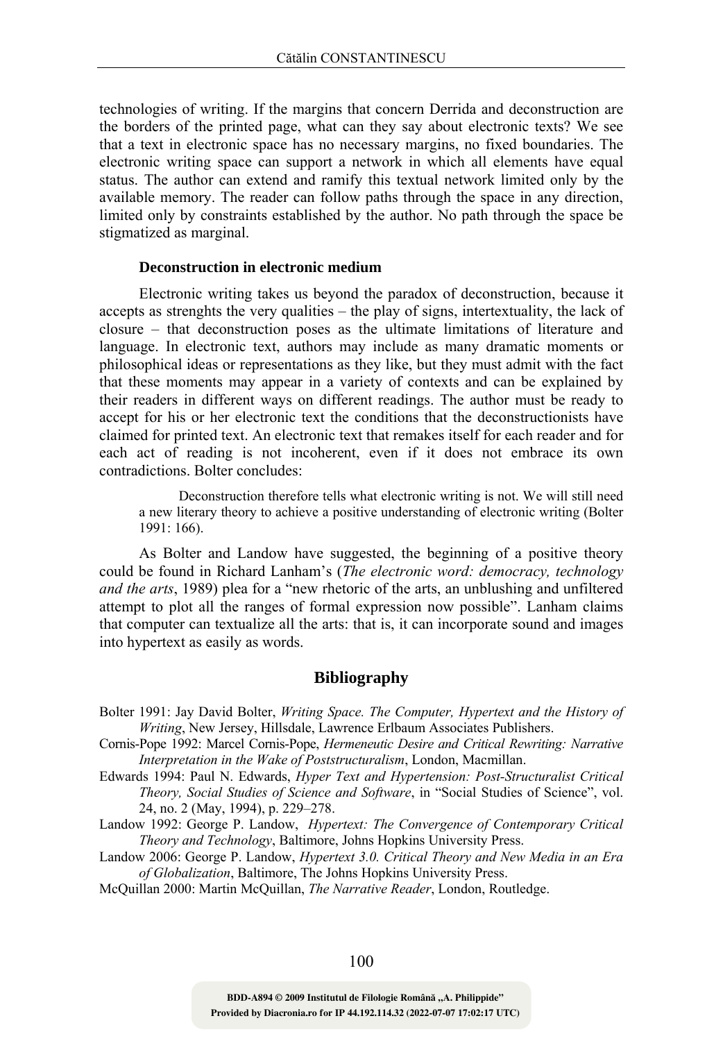technologies of writing. If the margins that concern Derrida and deconstruction are the borders of the printed page, what can they say about electronic texts? We see that a text in electronic space has no necessary margins, no fixed boundaries. The electronic writing space can support a network in which all elements have equal status. The author can extend and ramify this textual network limited only by the available memory. The reader can follow paths through the space in any direction, limited only by constraints established by the author. No path through the space be stigmatized as marginal.

### Deconstruction in electronic medium

Electronic writing takes us beyond the paradox of deconstruction, because it accepts as strenghts the very qualities – the play of signs, intertextuality, the lack of closure – that deconstruction poses as the ultimate limitations of literature and language. In electronic text, authors may include as many dramatic moments or philosophical ideas or representations as they like, but they must admit with the fact that these moments may appear in a variety of contexts and can be explained by their readers in different ways on different readings. The author must be ready to accept for his or her electronic text the conditions that the deconstructionists have claimed for printed text. An electronic text that remakes itself for each reader and for each act of reading is not incoherent, even if it does not embrace its own contradictions. Bolter concludes:

> Deconstruction therefore tells what electronic writing is not. We will still need a new literary theory to achieve a positive understanding of electronic writing (Bolter 1991: 166).

As Bolter and Landow have suggested, the beginning of a positive theory could be found in Richard Lanham's (*The electronic word: democracy, technology and the arts*, 1989) plea for a "new rhetoric of the arts, an unblushing and unfiltered attempt to plot all the ranges of formal expression now possible". Lanham claims that computer can textualize all the arts: that is, it can incorporate sound and images into hypertext as easily as words.

## Bibliography

Bolter 1991: Jay David Bolter, *Writing Space. The Computer, Hypertext and the History of Writing*, New Jersey, Hillsdale, Lawrence Erlbaum Associates Publishers.

Cornis-Pope 1992: Marcel Cornis-Pope, *Hermeneutic Desire and Critical Rewriting: Narrative Interpretation in the Wake of Poststructuralism*, London, Macmillan.

Edwards 1994: Paul N. Edwards, *Hyper Text and Hypertension: Post-Structuralist Critical Theory, Social Studies of Science and Software*, in "Social Studies of Science", vol. 24, no. 2 (May, 1994), p. 229–278.

Landow 1992: George P. Landow, *Hypertext: The Convergence of Contemporary Critical Theory and Technology*, Baltimore, Johns Hopkins University Press.

Landow 2006: George P. Landow, *Hypertext 3.0. Critical Theory and New Media in an Era of Globalization*, Baltimore, The Johns Hopkins University Press.

McQuillan 2000: Martin McQuillan, *The Narrative Reader*, London, Routledge.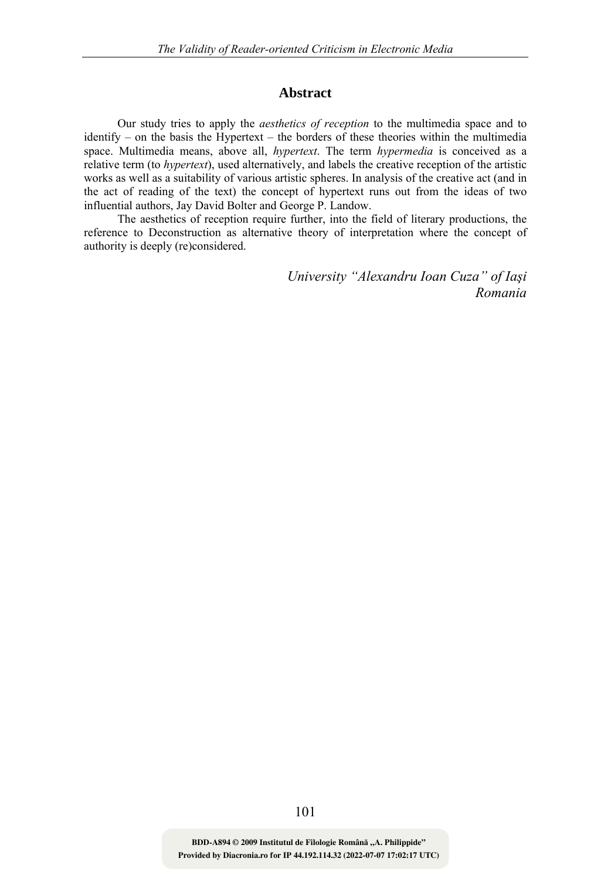## Abstract

Our study tries to apply the *aesthetics of reception* to the multimedia space and to identify – on the basis the Hypertext – the borders of these theories within the multimedia space. Multimedia means, above all, *hypertext*. The term *hypermedia* is conceived as a relative term (to *hypertext*), used alternatively, and labels the creative reception of the artistic works as well as a suitability of various artistic spheres. In analysis of the creative act (and in the act of reading of the text) the concept of hypertext runs out from the ideas of two influential authors, Jay David Bolter and George P. Landow.

The aesthetics of reception require further, into the field of literary productions, the reference to Deconstruction as alternative theory of interpretation where the concept of authority is deeply (re)considered.

*University "Alexandru Ioan Cuza" of Iaşi*
*Romania*